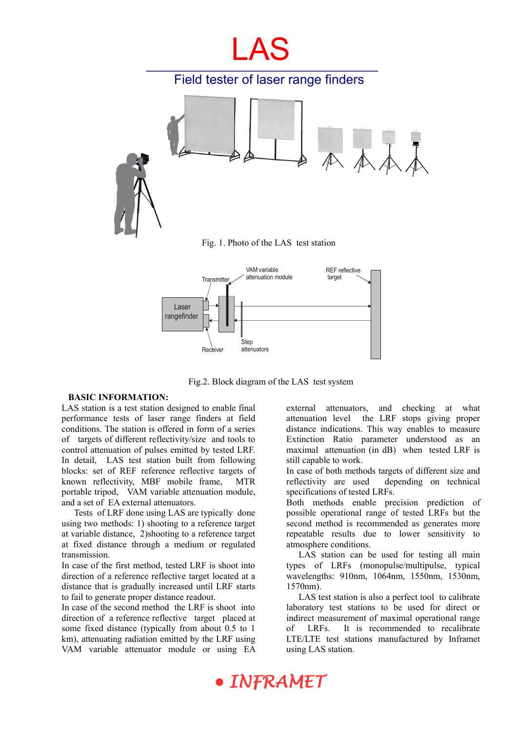# LAS

## Field tester of laser range finders

Fig. 1. Photo of the LAS test station

Fig.2. Block diagram of the LAS test system

**BASIC INFORMATION:**

LAS station is a test station designed to enable final performance tests of laser range finders at field conditions. The station is offered in form of a series of targets of different reflectivity/size and tools to control attenuation of pulses emitted by tested LRF. In detail, LAS test station built from following blocks: set of REF reference reflective targets of known reflectivity, MBF mobile frame, MTR portable tripod, VAM variable attenuation module, and a set of EA external attenuators.

Tests of LRF done using LAS are typically done using two methods: 1) shooting to a reference target at variable distance, 2)shooting to a reference target at fixed distance through a medium or regulated transmission.

In case of the first method, tested LRF is shoot into direction of a reference reflective target located at a distance that is gradually increased until LRF starts to fail to generate proper distance readout.

In case of the second method the LRF is shoot into direction of a reference reflective target placed at some fixed distance (typically from about 0.5 to 1 km), attenuating radiation emitted by the LRF using VAM variable attenuator module or using EA external attenuators, and checking at what attenuation level the LRF stops giving proper distance indications. This way enables to measure Extinction Ratio parameter understood as an maximal attenuation (in dB) when tested LRF is still capable to work.

In case of both methods targets of different size and reflectivity are used depending on technical specifications of tested LRFs.

Both methods enable precision prediction of possible operational range of tested LRFs but the second method is recommended as generates more repeatable results due to lower sensitivity to atmosphere conditions.

LAS station can be used for testing all main types of LRFs (monopulse/multipulse, typical wavelengths: 910nm, 1064nm, 1550nm, 1530nm, 1570nm).

LAS test station is also a perfect tool to calibrate laboratory test stations to be used for direct or indirect measurement of maximal operational range of LRFs. It is recommended to recalibrate LTE/LTE test stations manufactured by Inframet using LAS station.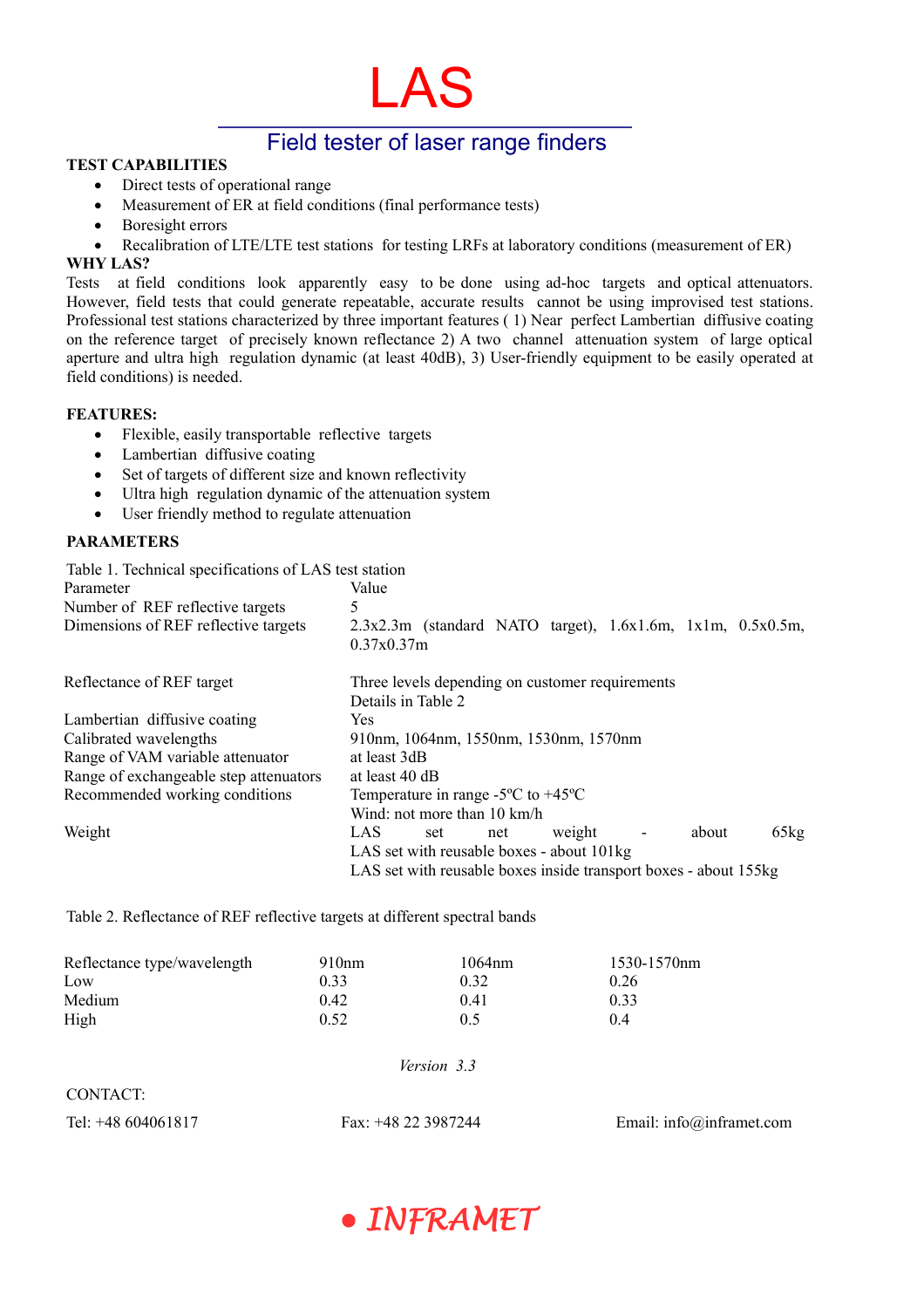# LAS

## Field tester of laser range finders

**TEST CAPABILITIES**

- Direct tests of operational range
- Measurement of ER at field conditions (final performance tests)
- Boresight errors
- Recalibration of LTE/LTE test stations for testing LRFs at laboratory conditions (measurement of ER)

**WHY LAS?**

Tests at field conditions look apparently easy to be done using ad-hoc targets and optical attenuators. However, field tests that could generate repeatable, accurate results cannot be using improvised test stations. Professional test stations characterized by three important features ( 1) Near perfect Lambertian diffusive coating on the reference target of precisely known reflectance 2) A two channel attenuation system of large optical aperture and ultra high regulation dynamic (at least 40dB), 3) User-friendly equipment to be easily operated at field conditions) is needed.

**FEATURES:**

- Flexible, easily transportable reflective targets
- Lambertian diffusive coating
- Set of targets of different size and known reflectivity
- Ultra high regulation dynamic of the attenuation system
- User friendly method to regulate attenuation

**PARAMETERS**

Table 1. Technical specifications of LAS test station

| Parameter | Value |
|---|---|
| Number of REF reflective targets | 5 |
| Dimensions of REF reflective targets | 2.3x2.3m (standard NATO target), 1.6x1.6m, 1x1m, 0.5x0.5m, 0.37x0.37m |
| Reflectance of REF target | Three levels depending on customer requirements<br>Details in Table 2 |
| Lambertian diffusive coating | Yes |
| Calibrated wavelengths | 910nm, 1064nm, 1550nm, 1530nm, 1570nm |
| Range of VAM variable attenuator | at least 3dB |
| Range of exchangeable step attenuators | at least 40 dB |
| Recommended working conditions | Temperature in range -5ºC to +45ºC<br>Wind: not more than 10 km/h |
| Weight | LAS set net weight - about 65kg<br>LAS set with reusable boxes - about 101kg<br>LAS set with reusable boxes inside transport boxes - about 155kg |

Table 2. Reflectance of REF reflective targets at different spectral bands

| Reflectance type/wavelength | 910nm | 1064nm | 1530-1570nm |
|---|---|---|---|
| Low | 0.33 | 0.32 | 0.26 |
| Medium | 0.42 | 0.41 | 0.33 |
| High | 0.52 | 0.5 | 0.4 |

*Version 3.3*

CONTACT:

Tel: +48 604061817 Fax: +48 22 3987244 Email: info@inframet.com

INFRAMET